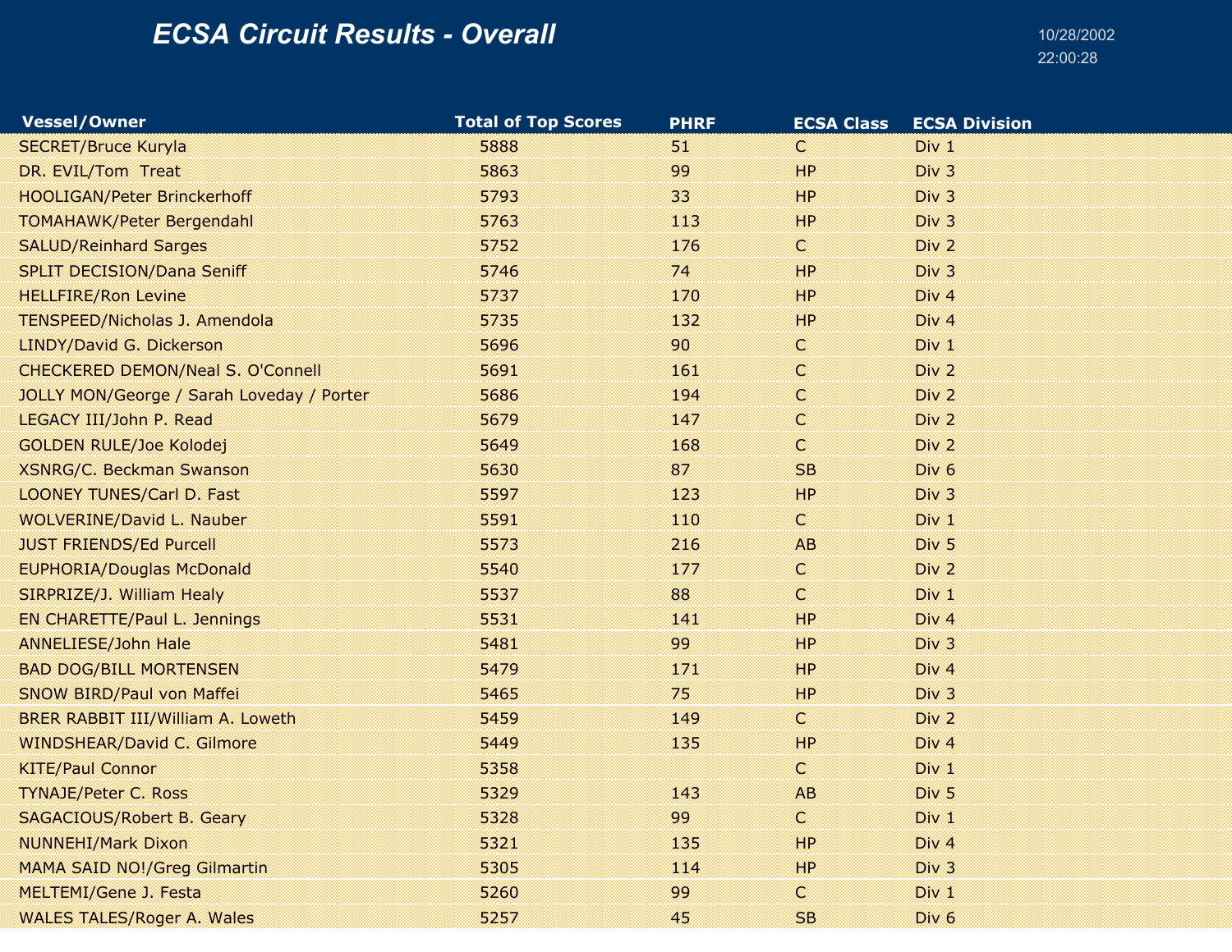# *ECSA Circuit Results - Overall*

10/28/2002
22:00:28

| Vessel/Owner | Total of Top Scores | PHRF | ECSA Class | ECSA Division |
|---|---|---|---|---|
| SECRET/Bruce Kuryla | 5888 | 51 | C | Div 1 |
| DR. EVIL/Tom  Treat | 5863 | 99 | HP | Div 3 |
| HOOLIGAN/Peter Brinckerhoff | 5793 | 33 | HP | Div 3 |
| TOMAHAWK/Peter Bergendahl | 5763 | 113 | HP | Div 3 |
| SALUD/Reinhard Sarges | 5752 | 176 | C | Div 2 |
| SPLIT DECISION/Dana Seniff | 5746 | 74 | HP | Div 3 |
| HELLFIRE/Ron Levine | 5737 | 170 | HP | Div 4 |
| TENSPEED/Nicholas J. Amendola | 5735 | 132 | HP | Div 4 |
| LINDY/David G. Dickerson | 5696 | 90 | C | Div 1 |
| CHECKERED DEMON/Neal S. O'Connell | 5691 | 161 | C | Div 2 |
| JOLLY MON/George / Sarah Loveday / Porter | 5686 | 194 | C | Div 2 |
| LEGACY III/John P. Read | 5679 | 147 | C | Div 2 |
| GOLDEN RULE/Joe Kolodej | 5649 | 168 | C | Div 2 |
| XSNRG/C. Beckman Swanson | 5630 | 87 | SB | Div 6 |
| LOONEY TUNES/Carl D. Fast | 5597 | 123 | HP | Div 3 |
| WOLVERINE/David L. Nauber | 5591 | 110 | C | Div 1 |
| JUST FRIENDS/Ed Purcell | 5573 | 216 | AB | Div 5 |
| EUPHORIA/Douglas McDonald | 5540 | 177 | C | Div 2 |
| SIRPRIZE/J. William Healy | 5537 | 88 | C | Div 1 |
| EN CHARETTE/Paul L. Jennings | 5531 | 141 | HP | Div 4 |
| ANNELIESE/John Hale | 5481 | 99 | HP | Div 3 |
| BAD DOG/BILL MORTENSEN | 5479 | 171 | HP | Div 4 |
| SNOW BIRD/Paul von Maffei | 5465 | 75 | HP | Div 3 |
| BRER RABBIT III/William A. Loweth | 5459 | 149 | C | Div 2 |
| WINDSHEAR/David C. Gilmore | 5449 | 135 | HP | Div 4 |
| KITE/Paul Connor | 5358 | | C | Div 1 |
| TYNAJE/Peter C. Ross | 5329 | 143 | AB | Div 5 |
| SAGACIOUS/Robert B. Geary | 5328 | 99 | C | Div 1 |
| NUNNEHI/Mark Dixon | 5321 | 135 | HP | Div 4 |
| MAMA SAID NO!/Greg Gilmartin | 5305 | 114 | HP | Div 3 |
| MELTEMI/Gene J. Festa | 5260 | 99 | C | Div 1 |
| WALES TALES/Roger A. Wales | 5257 | 45 | SB | Div 6 |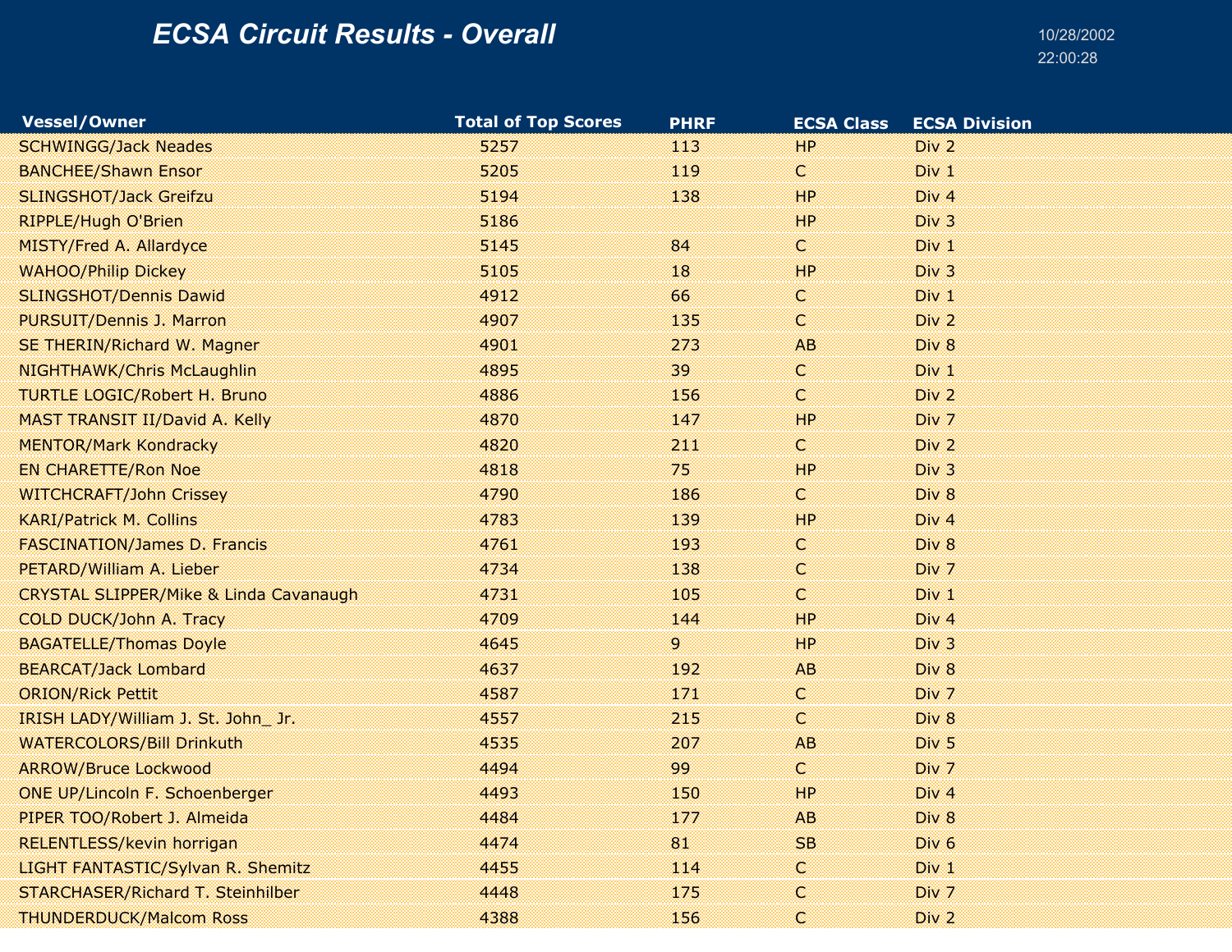# ECSA Circuit Results - Overall

10/28/2002
22:00:28

| Vessel/Owner | Total of Top Scores | PHRF | ECSA Class | ECSA Division |
|---|---|---|---|---|
| SCHWINGG/Jack Neades | 5257 | 113 | HP | Div 2 |
| BANCHEE/Shawn Ensor | 5205 | 119 | C | Div 1 |
| SLINGSHOT/Jack Greifzu | 5194 | 138 | HP | Div 4 |
| RIPPLE/Hugh O'Brien | 5186 | | HP | Div 3 |
| MISTY/Fred A. Allardyce | 5145 | 84 | C | Div 1 |
| WAHOO/Philip Dickey | 5105 | 18 | HP | Div 3 |
| SLINGSHOT/Dennis Dawid | 4912 | 66 | C | Div 1 |
| PURSUIT/Dennis J. Marron | 4907 | 135 | C | Div 2 |
| SE THERIN/Richard W. Magner | 4901 | 273 | AB | Div 8 |
| NIGHTHAWK/Chris McLaughlin | 4895 | 39 | C | Div 1 |
| TURTLE LOGIC/Robert H. Bruno | 4886 | 156 | C | Div 2 |
| MAST TRANSIT II/David A. Kelly | 4870 | 147 | HP | Div 7 |
| MENTOR/Mark Kondracky | 4820 | 211 | C | Div 2 |
| EN CHARETTE/Ron Noe | 4818 | 75 | HP | Div 3 |
| WITCHCRAFT/John Crissey | 4790 | 186 | C | Div 8 |
| KARI/Patrick M. Collins | 4783 | 139 | HP | Div 4 |
| FASCINATION/James D. Francis | 4761 | 193 | C | Div 8 |
| PETARD/William A. Lieber | 4734 | 138 | C | Div 7 |
| CRYSTAL SLIPPER/Mike & Linda Cavanaugh | 4731 | 105 | C | Div 1 |
| COLD DUCK/John A. Tracy | 4709 | 144 | HP | Div 4 |
| BAGATELLE/Thomas Doyle | 4645 | 9 | HP | Div 3 |
| BEARCAT/Jack Lombard | 4637 | 192 | AB | Div 8 |
| ORION/Rick Pettit | 4587 | 171 | C | Div 7 |
| IRISH LADY/William J. St. John_ Jr. | 4557 | 215 | C | Div 8 |
| WATERCOLORS/Bill Drinkuth | 4535 | 207 | AB | Div 5 |
| ARROW/Bruce Lockwood | 4494 | 99 | C | Div 7 |
| ONE UP/Lincoln F. Schoenberger | 4493 | 150 | HP | Div 4 |
| PIPER TOO/Robert J. Almeida | 4484 | 177 | AB | Div 8 |
| RELENTLESS/kevin horrigan | 4474 | 81 | SB | Div 6 |
| LIGHT FANTASTIC/Sylvan R. Shemitz | 4455 | 114 | C | Div 1 |
| STARCHASER/Richard T. Steinhilber | 4448 | 175 | C | Div 7 |
| THUNDERDUCK/Malcom Ross | 4388 | 156 | C | Div 2 |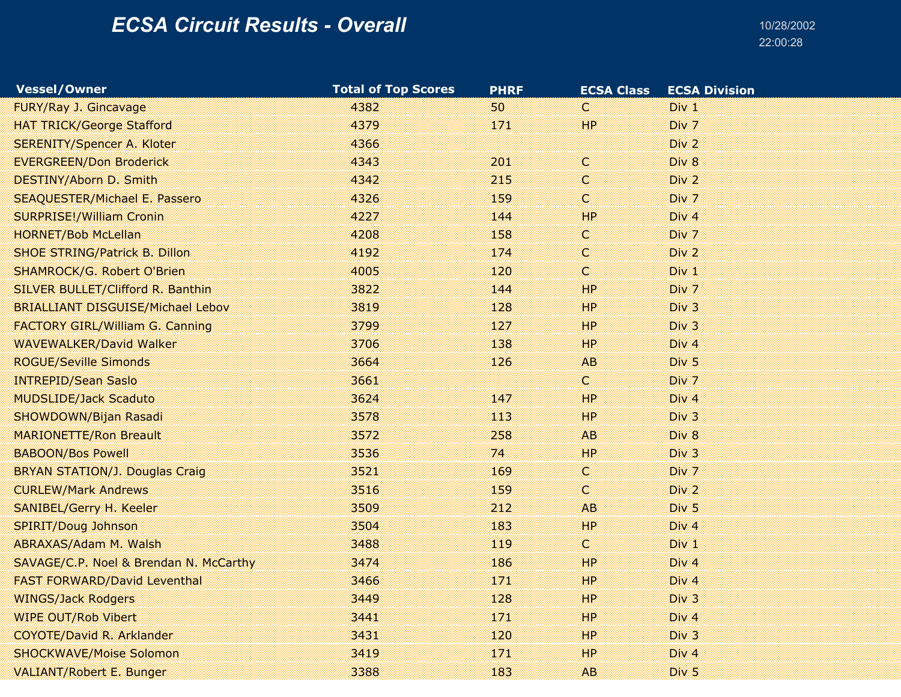# ECSA Circuit Results - Overall

10/28/2002
22:00:28

| Vessel/Owner | Total of Top Scores | PHRF | ECSA Class | ECSA Division |
|---|---|---|---|---|
| FURY/Ray J. Gincavage | 4382 | 50 | C | Div 1 |
| HAT TRICK/George Stafford | 4379 | 171 | HP | Div 7 |
| SERENITY/Spencer A. Kloter | 4366 | | | Div 2 |
| EVERGREEN/Don Broderick | 4343 | 201 | C | Div 8 |
| DESTINY/Aborn D. Smith | 4342 | 215 | C | Div 2 |
| SEAQUESTER/Michael E. Passero | 4326 | 159 | C | Div 7 |
| SURPRISE!/William Cronin | 4227 | 144 | HP | Div 4 |
| HORNET/Bob McLellan | 4208 | 158 | C | Div 7 |
| SHOE STRING/Patrick B. Dillon | 4192 | 174 | C | Div 2 |
| SHAMROCK/G. Robert O'Brien | 4005 | 120 | C | Div 1 |
| SILVER BULLET/Clifford R. Banthin | 3822 | 144 | HP | Div 7 |
| BRIALLIANT DISGUISE/Michael Lebov | 3819 | 128 | HP | Div 3 |
| FACTORY GIRL/William G. Canning | 3799 | 127 | HP | Div 3 |
| WAVEWALKER/David Walker | 3706 | 138 | HP | Div 4 |
| ROGUE/Seville Simonds | 3664 | 126 | AB | Div 5 |
| INTREPID/Sean Saslo | 3661 | | C | Div 7 |
| MUDSLIDE/Jack Scaduto | 3624 | 147 | HP | Div 4 |
| SHOWDOWN/Bijan Rasadi | 3578 | 113 | HP | Div 3 |
| MARIONETTE/Ron Breault | 3572 | 258 | AB | Div 8 |
| BABOON/Bos Powell | 3536 | 74 | HP | Div 3 |
| BRYAN STATION/J. Douglas Craig | 3521 | 169 | C | Div 7 |
| CURLEW/Mark Andrews | 3516 | 159 | C | Div 2 |
| SANIBEL/Gerry H. Keeler | 3509 | 212 | AB | Div 5 |
| SPIRIT/Doug Johnson | 3504 | 183 | HP | Div 4 |
| ABRAXAS/Adam M. Walsh | 3488 | 119 | C | Div 1 |
| SAVAGE/C.P. Noel & Brendan N. McCarthy | 3474 | 186 | HP | Div 4 |
| FAST FORWARD/David Leventhal | 3466 | 171 | HP | Div 4 |
| WINGS/Jack Rodgers | 3449 | 128 | HP | Div 3 |
| WIPE OUT/Rob Vibert | 3441 | 171 | HP | Div 4 |
| COYOTE/David R. Arklander | 3431 | 120 | HP | Div 3 |
| SHOCKWAVE/Moise Solomon | 3419 | 171 | HP | Div 4 |
| VALIANT/Robert E. Bunger | 3388 | 183 | AB | Div 5 |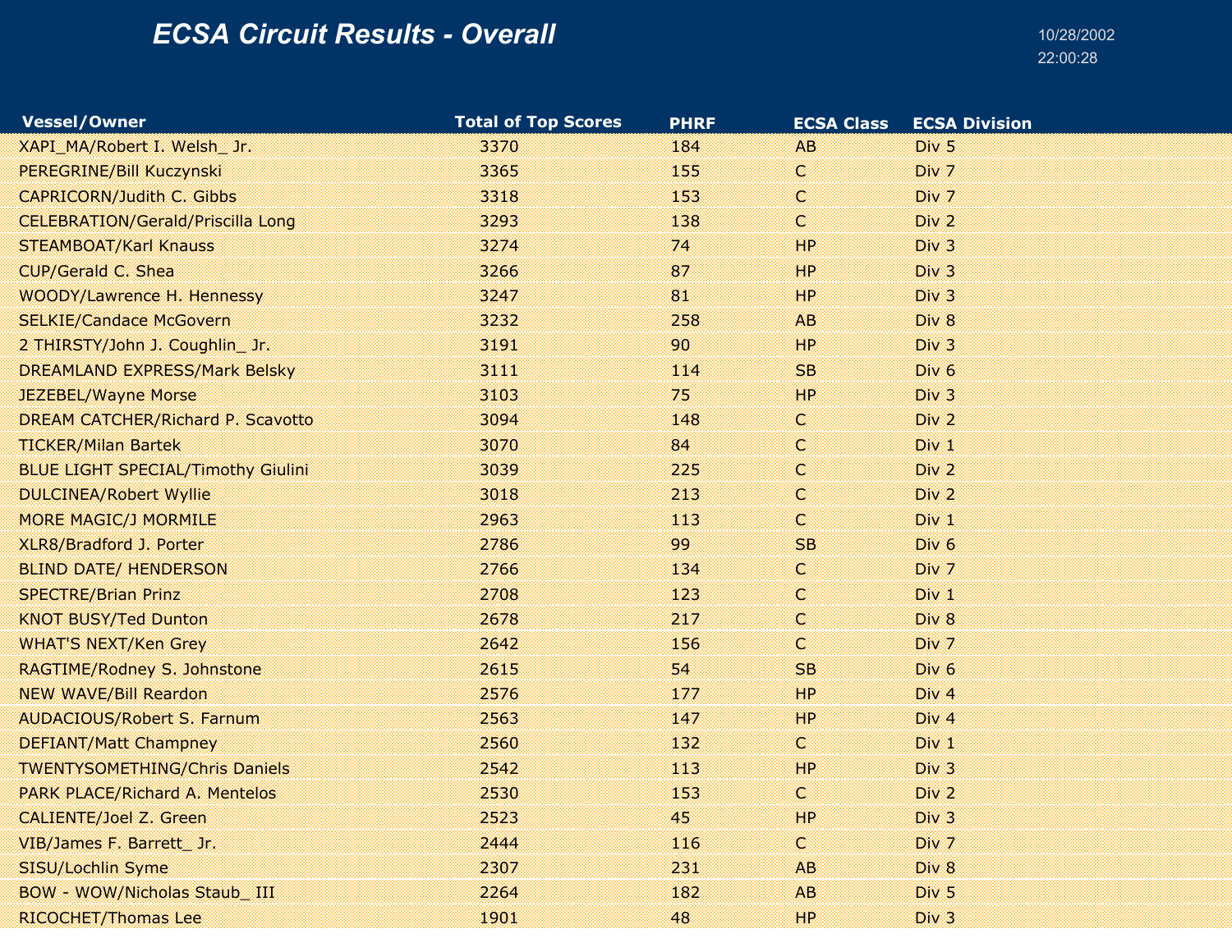# *ECSA Circuit Results - Overall*

10/28/2002
22:00:28

| Vessel/Owner | Total of Top Scores | PHRF | ECSA Class | ECSA Division |
|---|---|---|---|---|
| XAPI_MA/Robert I. Welsh_ Jr. | 3370 | 184 | AB | Div 5 |
| PEREGRINE/Bill Kuczynski | 3365 | 155 | C | Div 7 |
| CAPRICORN/Judith C. Gibbs | 3318 | 153 | C | Div 7 |
| CELEBRATION/Gerald/Priscilla Long | 3293 | 138 | C | Div 2 |
| STEAMBOAT/Karl Knauss | 3274 | 74 | HP | Div 3 |
| CUP/Gerald C. Shea | 3266 | 87 | HP | Div 3 |
| WOODY/Lawrence H. Hennessy | 3247 | 81 | HP | Div 3 |
| SELKIE/Candace McGovern | 3232 | 258 | AB | Div 8 |
| 2 THIRSTY/John J. Coughlin_ Jr. | 3191 | 90 | HP | Div 3 |
| DREAMLAND EXPRESS/Mark Belsky | 3111 | 114 | SB | Div 6 |
| JEZEBEL/Wayne Morse | 3103 | 75 | HP | Div 3 |
| DREAM CATCHER/Richard P. Scavotto | 3094 | 148 | C | Div 2 |
| TICKER/Milan Bartek | 3070 | 84 | C | Div 1 |
| BLUE LIGHT SPECIAL/Timothy Giulini | 3039 | 225 | C | Div 2 |
| DULCINEA/Robert Wyllie | 3018 | 213 | C | Div 2 |
| MORE MAGIC/J MORMILE | 2963 | 113 | C | Div 1 |
| XLR8/Bradford J. Porter | 2786 | 99 | SB | Div 6 |
| BLIND DATE/ HENDERSON | 2766 | 134 | C | Div 7 |
| SPECTRE/Brian Prinz | 2708 | 123 | C | Div 1 |
| KNOT BUSY/Ted Dunton | 2678 | 217 | C | Div 8 |
| WHAT'S NEXT/Ken Grey | 2642 | 156 | C | Div 7 |
| RAGTIME/Rodney S. Johnstone | 2615 | 54 | SB | Div 6 |
| NEW WAVE/Bill Reardon | 2576 | 177 | HP | Div 4 |
| AUDACIOUS/Robert S. Farnum | 2563 | 147 | HP | Div 4 |
| DEFIANT/Matt Champney | 2560 | 132 | C | Div 1 |
| TWENTYSOMETHING/Chris Daniels | 2542 | 113 | HP | Div 3 |
| PARK PLACE/Richard A. Mentelos | 2530 | 153 | C | Div 2 |
| CALIENTE/Joel Z. Green | 2523 | 45 | HP | Div 3 |
| VIB/James F. Barrett_ Jr. | 2444 | 116 | C | Div 7 |
| SISU/Lochlin Syme | 2307 | 231 | AB | Div 8 |
| BOW - WOW/Nicholas Staub_ III | 2264 | 182 | AB | Div 5 |
| RICOCHET/Thomas Lee | 1901 | 48 | HP | Div 3 |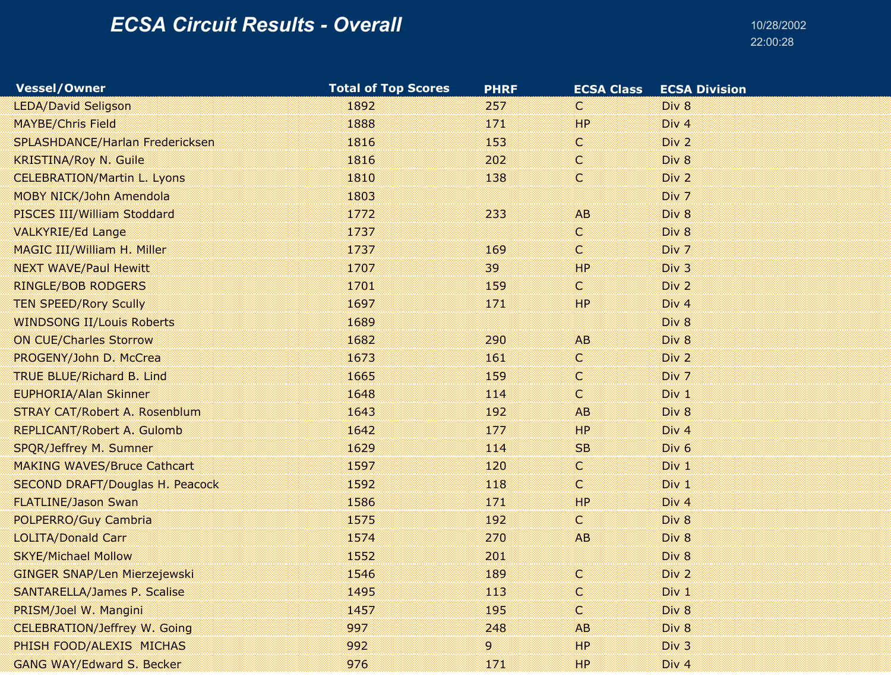# ECSA Circuit Results - Overall

10/28/2002
22:00:28

| Vessel/Owner | Total of Top Scores | PHRF | ECSA Class | ECSA Division |
|---|---|---|---|---|
| LEDA/David Seligson | 1892 | 257 | C | Div 8 |
| MAYBE/Chris Field | 1888 | 171 | HP | Div 4 |
| SPLASHDANCE/Harlan Fredericksen | 1816 | 153 | C | Div 2 |
| KRISTINA/Roy N. Guile | 1816 | 202 | C | Div 8 |
| CELEBRATION/Martin L. Lyons | 1810 | 138 | C | Div 2 |
| MOBY NICK/John Amendola | 1803 | | | Div 7 |
| PISCES III/William Stoddard | 1772 | 233 | AB | Div 8 |
| VALKYRIE/Ed Lange | 1737 | | C | Div 8 |
| MAGIC III/William H. Miller | 1737 | 169 | C | Div 7 |
| NEXT WAVE/Paul Hewitt | 1707 | 39 | HP | Div 3 |
| RINGLE/BOB RODGERS | 1701 | 159 | C | Div 2 |
| TEN SPEED/Rory Scully | 1697 | 171 | HP | Div 4 |
| WINDSONG II/Louis Roberts | 1689 | | | Div 8 |
| ON CUE/Charles Storrow | 1682 | 290 | AB | Div 8 |
| PROGENY/John D. McCrea | 1673 | 161 | C | Div 2 |
| TRUE BLUE/Richard B. Lind | 1665 | 159 | C | Div 7 |
| EUPHORIA/Alan Skinner | 1648 | 114 | C | Div 1 |
| STRAY CAT/Robert A. Rosenblum | 1643 | 192 | AB | Div 8 |
| REPLICANT/Robert A. Gulomb | 1642 | 177 | HP | Div 4 |
| SPQR/Jeffrey M. Sumner | 1629 | 114 | SB | Div 6 |
| MAKING WAVES/Bruce Cathcart | 1597 | 120 | C | Div 1 |
| SECOND DRAFT/Douglas H. Peacock | 1592 | 118 | C | Div 1 |
| FLATLINE/Jason Swan | 1586 | 171 | HP | Div 4 |
| POLPERRO/Guy Cambria | 1575 | 192 | C | Div 8 |
| LOLITA/Donald Carr | 1574 | 270 | AB | Div 8 |
| SKYE/Michael Mollow | 1552 | 201 | | Div 8 |
| GINGER SNAP/Len Mierzejewski | 1546 | 189 | C | Div 2 |
| SANTARELLA/James P. Scalise | 1495 | 113 | C | Div 1 |
| PRISM/Joel W. Mangini | 1457 | 195 | C | Div 8 |
| CELEBRATION/Jeffrey W. Going | 997 | 248 | AB | Div 8 |
| PHISH FOOD/ALEXIS MICHAS | 992 | 9 | HP | Div 3 |
| GANG WAY/Edward S. Becker | 976 | 171 | HP | Div 4 |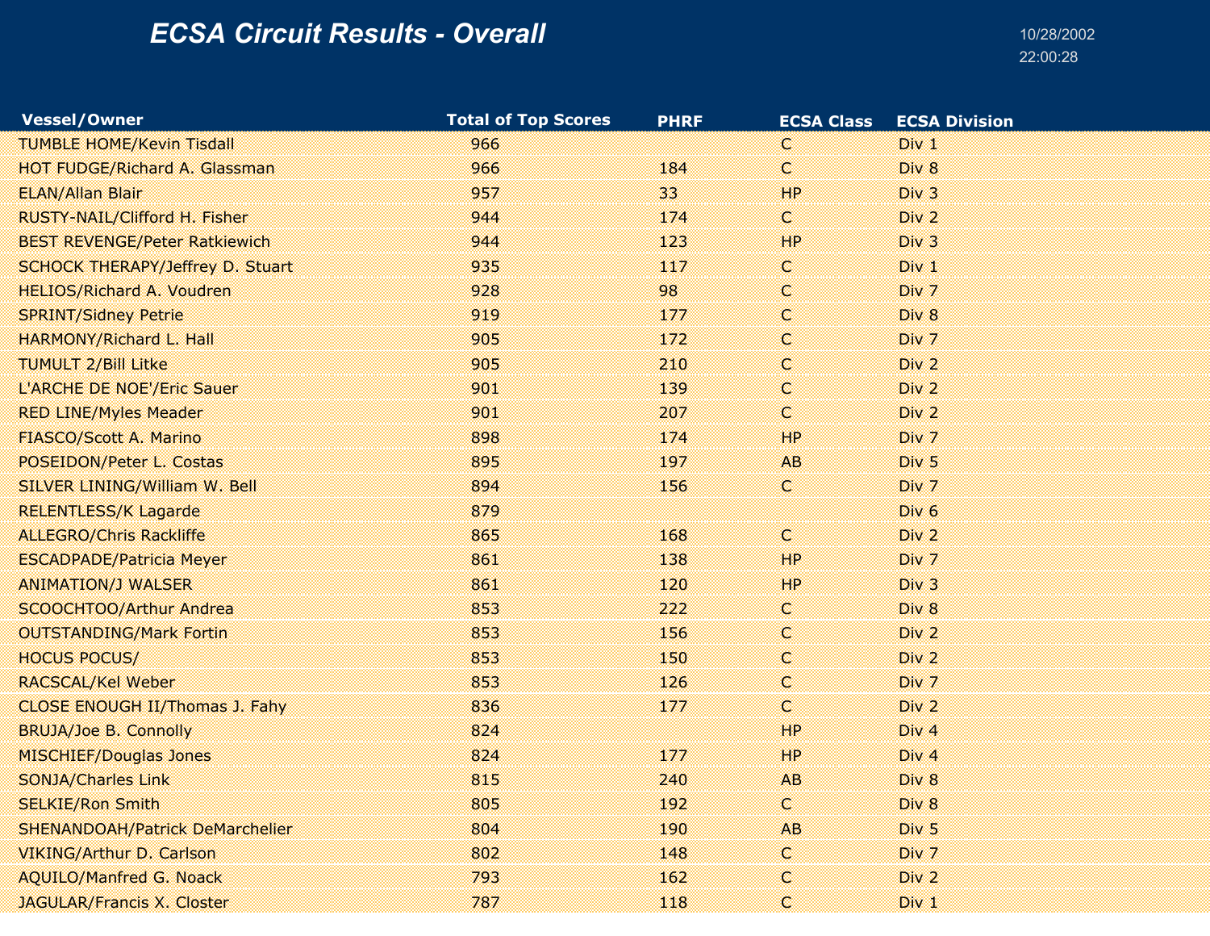# ECSA Circuit Results - Overall

10/28/2002
22:00:28

| Vessel/Owner | Total of Top Scores | PHRF | ECSA Class | ECSA Division |
|---|---|---|---|---|
| TUMBLE HOME/Kevin Tisdall | 966 | | C | Div 1 |
| HOT FUDGE/Richard A. Glassman | 966 | 184 | C | Div 8 |
| ELAN/Allan Blair | 957 | 33 | HP | Div 3 |
| RUSTY-NAIL/Clifford H. Fisher | 944 | 174 | C | Div 2 |
| BEST REVENGE/Peter Ratkiewich | 944 | 123 | HP | Div 3 |
| SCHOCK THERAPY/Jeffrey D. Stuart | 935 | 117 | C | Div 1 |
| HELIOS/Richard A. Voudren | 928 | 98 | C | Div 7 |
| SPRINT/Sidney Petrie | 919 | 177 | C | Div 8 |
| HARMONY/Richard L. Hall | 905 | 172 | C | Div 7 |
| TUMULT 2/Bill Litke | 905 | 210 | C | Div 2 |
| L'ARCHE DE NOE'/Eric Sauer | 901 | 139 | C | Div 2 |
| RED LINE/Myles Meader | 901 | 207 | C | Div 2 |
| FIASCO/Scott A. Marino | 898 | 174 | HP | Div 7 |
| POSEIDON/Peter L. Costas | 895 | 197 | AB | Div 5 |
| SILVER LINING/William W. Bell | 894 | 156 | C | Div 7 |
| RELENTLESS/K Lagarde | 879 | | | Div 6 |
| ALLEGRO/Chris Rackliffe | 865 | 168 | C | Div 2 |
| ESCADPADE/Patricia Meyer | 861 | 138 | HP | Div 7 |
| ANIMATION/J WALSER | 861 | 120 | HP | Div 3 |
| SCOOCHTOO/Arthur Andrea | 853 | 222 | C | Div 8 |
| OUTSTANDING/Mark Fortin | 853 | 156 | C | Div 2 |
| HOCUS POCUS/ | 853 | 150 | C | Div 2 |
| RACSCAL/Kel Weber | 853 | 126 | C | Div 7 |
| CLOSE ENOUGH II/Thomas J. Fahy | 836 | 177 | C | Div 2 |
| BRUJA/Joe B. Connolly | 824 | | HP | Div 4 |
| MISCHIEF/Douglas Jones | 824 | 177 | HP | Div 4 |
| SONJA/Charles Link | 815 | 240 | AB | Div 8 |
| SELKIE/Ron Smith | 805 | 192 | C | Div 8 |
| SHENANDOAH/Patrick DeMarchelier | 804 | 190 | AB | Div 5 |
| VIKING/Arthur D. Carlson | 802 | 148 | C | Div 7 |
| AQUILO/Manfred G. Noack | 793 | 162 | C | Div 2 |
| JAGULAR/Francis X. Closter | 787 | 118 | C | Div 1 |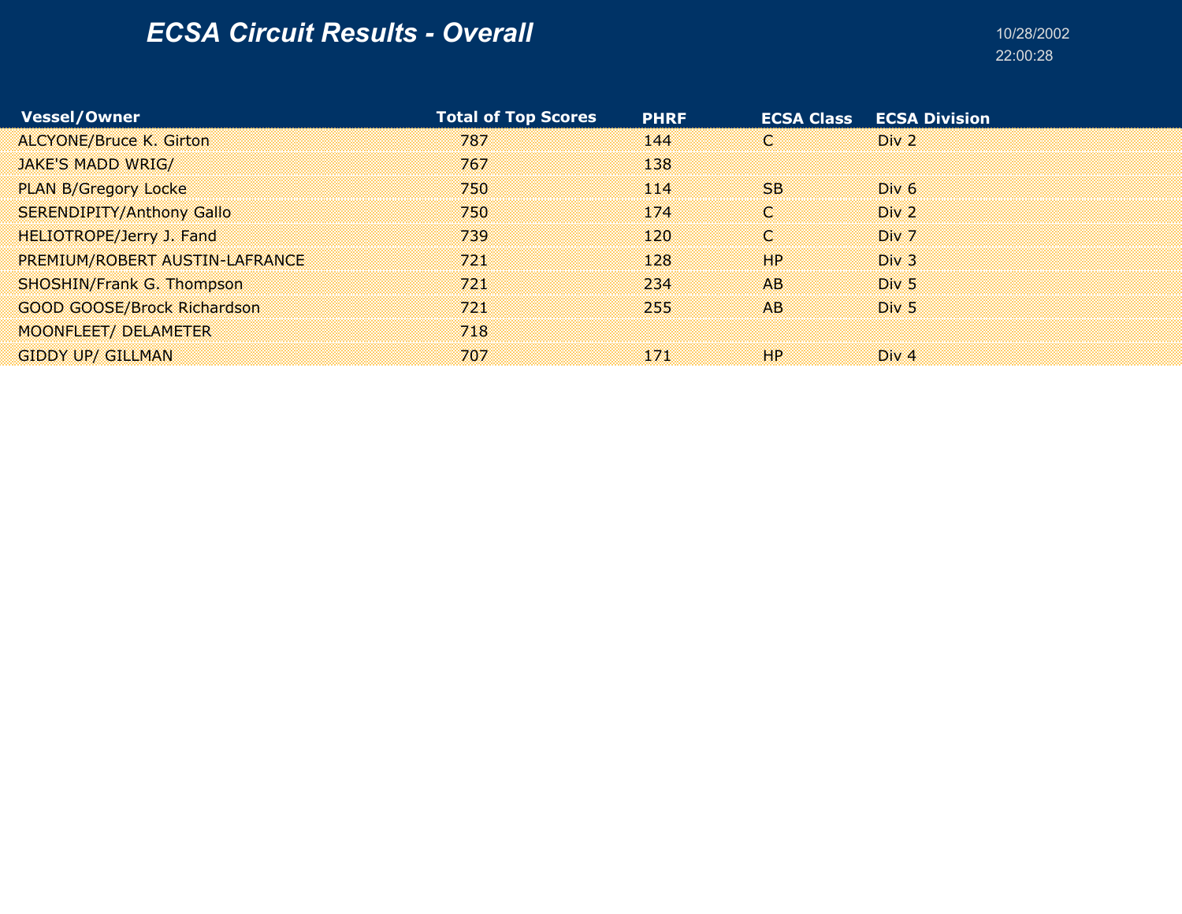# ECSA Circuit Results - Overall

10/28/2002
22:00:28

| Vessel/Owner | Total of Top Scores | PHRF | ECSA Class | ECSA Division |
|---|---|---|---|---|
| ALCYONE/Bruce K. Girton | 787 | 144 | C | Div 2 |
| JAKE'S MADD WRIG/ | 767 | 138 | | |
| PLAN B/Gregory Locke | 750 | 114 | SB | Div 6 |
| SERENDIPITY/Anthony Gallo | 750 | 174 | C | Div 2 |
| HELIOTROPE/Jerry J. Fand | 739 | 120 | C | Div 7 |
| PREMIUM/ROBERT AUSTIN-LAFRANCE | 721 | 128 | HP | Div 3 |
| SHOSHIN/Frank G. Thompson | 721 | 234 | AB | Div 5 |
| GOOD GOOSE/Brock Richardson | 721 | 255 | AB | Div 5 |
| MOONFLEET/ DELAMETER | 718 | | | |
| GIDDY UP/ GILLMAN | 707 | 171 | HP | Div 4 |